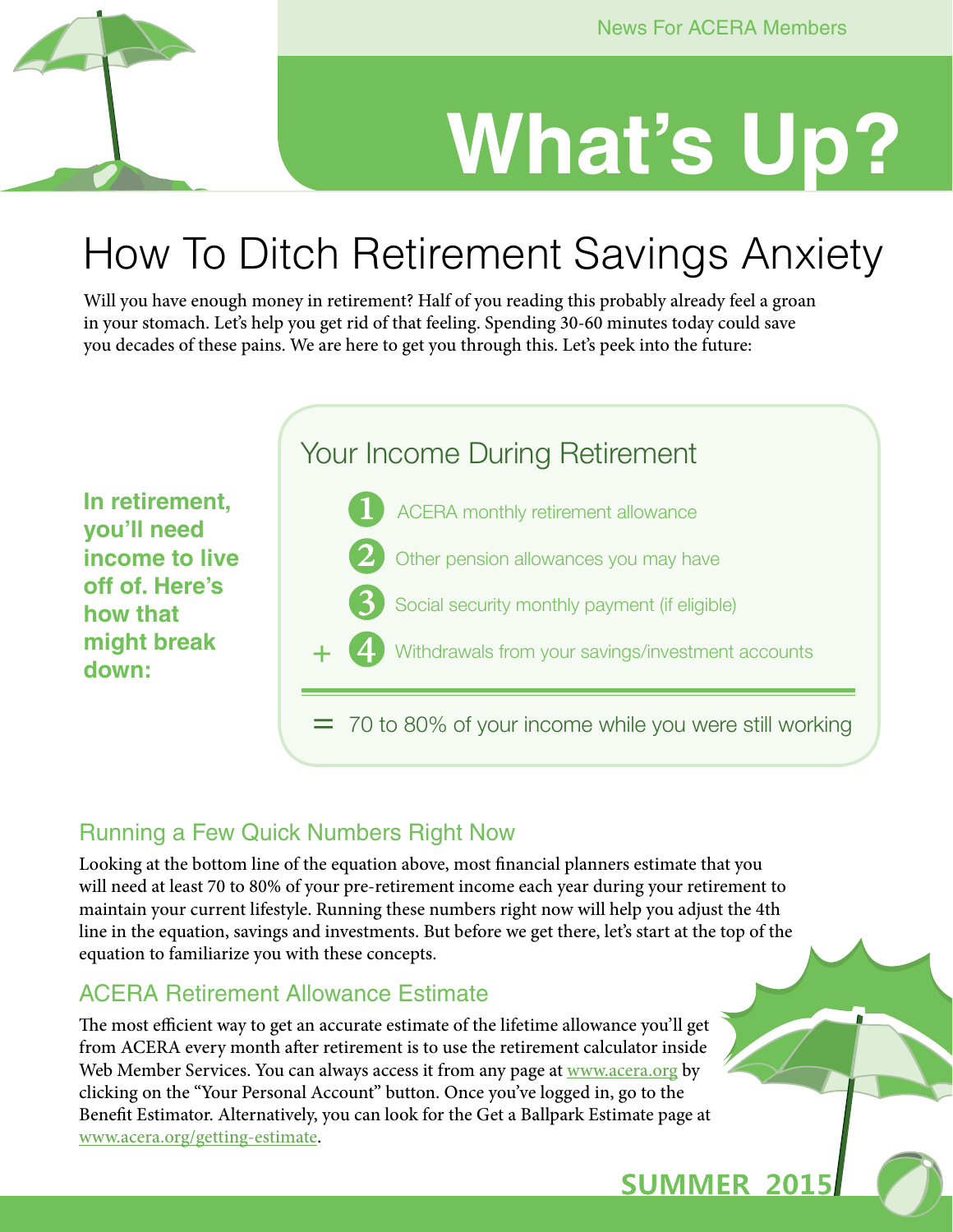News For ACERA Members

# What's Up?

## How To Ditch Retirement Savings Anxiety

Will you have enough money in retirement? Half of you reading this probably already feel a groan in your stomach. Let's help you get rid of that feeling. Spending 30-60 minutes today could save you decades of these pains. We are here to get you through this. Let's peek into the future:

**In retirement, you'll need income to live off of. Here's how that might break down:**

### Your Income During Retirement

1. ACERA monthly retirement allowance
2. Other pension allowances you may have
3. Social security monthly payment (if eligible)
4. \+ Withdrawals from your savings/investment accounts

= 70 to 80% of your income while you were still working

### Running a Few Quick Numbers Right Now

Looking at the bottom line of the equation above, most financial planners estimate that you will need at least 70 to 80% of your pre-retirement income each year during your retirement to maintain your current lifestyle. Running these numbers right now will help you adjust the 4th line in the equation, savings and investments. But before we get there, let's start at the top of the equation to familiarize you with these concepts.

### ACERA Retirement Allowance Estimate

The most efficient way to get an accurate estimate of the lifetime allowance you'll get from ACERA every month after retirement is to use the retirement calculator inside Web Member Services. You can always access it from any page at www.acera.org by clicking on the "Your Personal Account" button. Once you've logged in, go to the Benefit Estimator. Alternatively, you can look for the Get a Ballpark Estimate page at www.acera.org/getting-estimate.

**SUMMER 2015**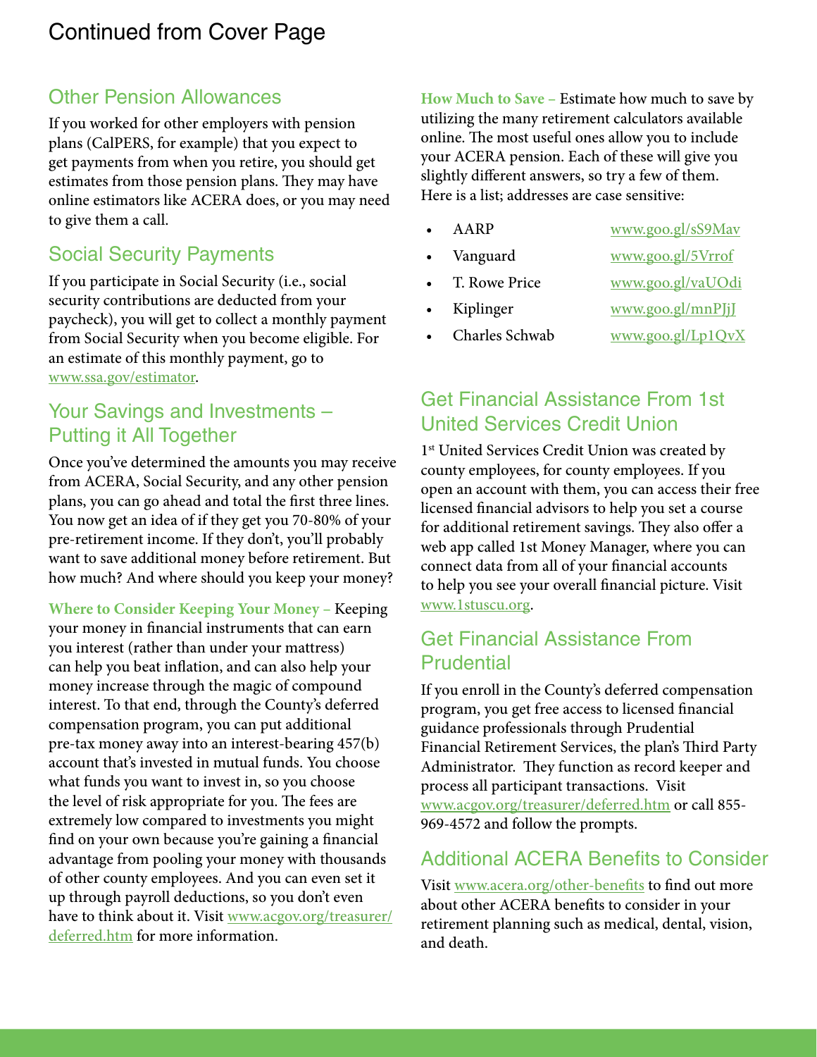# Continued from Cover Page

## Other Pension Allowances

If you worked for other employers with pension plans (CalPERS, for example) that you expect to get payments from when you retire, you should get estimates from those pension plans. They may have online estimators like ACERA does, or you may need to give them a call.

## Social Security Payments

If you participate in Social Security (i.e., social security contributions are deducted from your paycheck), you will get to collect a monthly payment from Social Security when you become eligible. For an estimate of this monthly payment, go to www.ssa.gov/estimator.

## Your Savings and Investments – Putting it All Together

Once you've determined the amounts you may receive from ACERA, Social Security, and any other pension plans, you can go ahead and total the first three lines. You now get an idea of if they get you 70-80% of your pre-retirement income. If they don't, you'll probably want to save additional money before retirement. But how much? And where should you keep your money?

**Where to Consider Keeping Your Money –** Keeping your money in financial instruments that can earn you interest (rather than under your mattress) can help you beat inflation, and can also help your money increase through the magic of compound interest. To that end, through the County's deferred compensation program, you can put additional pre-tax money away into an interest-bearing 457(b) account that's invested in mutual funds. You choose what funds you want to invest in, so you choose the level of risk appropriate for you. The fees are extremely low compared to investments you might find on your own because you're gaining a financial advantage from pooling your money with thousands of other county employees. And you can even set it up through payroll deductions, so you don't even have to think about it. Visit www.acgov.org/treasurer/deferred.htm for more information.

**How Much to Save –** Estimate how much to save by utilizing the many retirement calculators available online. The most useful ones allow you to include your ACERA pension. Each of these will give you slightly different answers, so try a few of them. Here is a list; addresses are case sensitive:

- AARP — www.goo.gl/sS9Mav
- Vanguard — www.goo.gl/5Vrrof
- T. Rowe Price — www.goo.gl/vaUOdi
- Kiplinger — www.goo.gl/mnPJjJ
- Charles Schwab — www.goo.gl/Lp1QvX

## Get Financial Assistance From 1st United Services Credit Union

1st United Services Credit Union was created by county employees, for county employees. If you open an account with them, you can access their free licensed financial advisors to help you set a course for additional retirement savings. They also offer a web app called 1st Money Manager, where you can connect data from all of your financial accounts to help you see your overall financial picture. Visit www.1stuscu.org.

## Get Financial Assistance From Prudential

If you enroll in the County's deferred compensation program, you get free access to licensed financial guidance professionals through Prudential Financial Retirement Services, the plan's Third Party Administrator. They function as record keeper and process all participant transactions. Visit www.acgov.org/treasurer/deferred.htm or call 855-969-4572 and follow the prompts.

## Additional ACERA Benefits to Consider

Visit www.acera.org/other-benefits to find out more about other ACERA benefits to consider in your retirement planning such as medical, dental, vision, and death.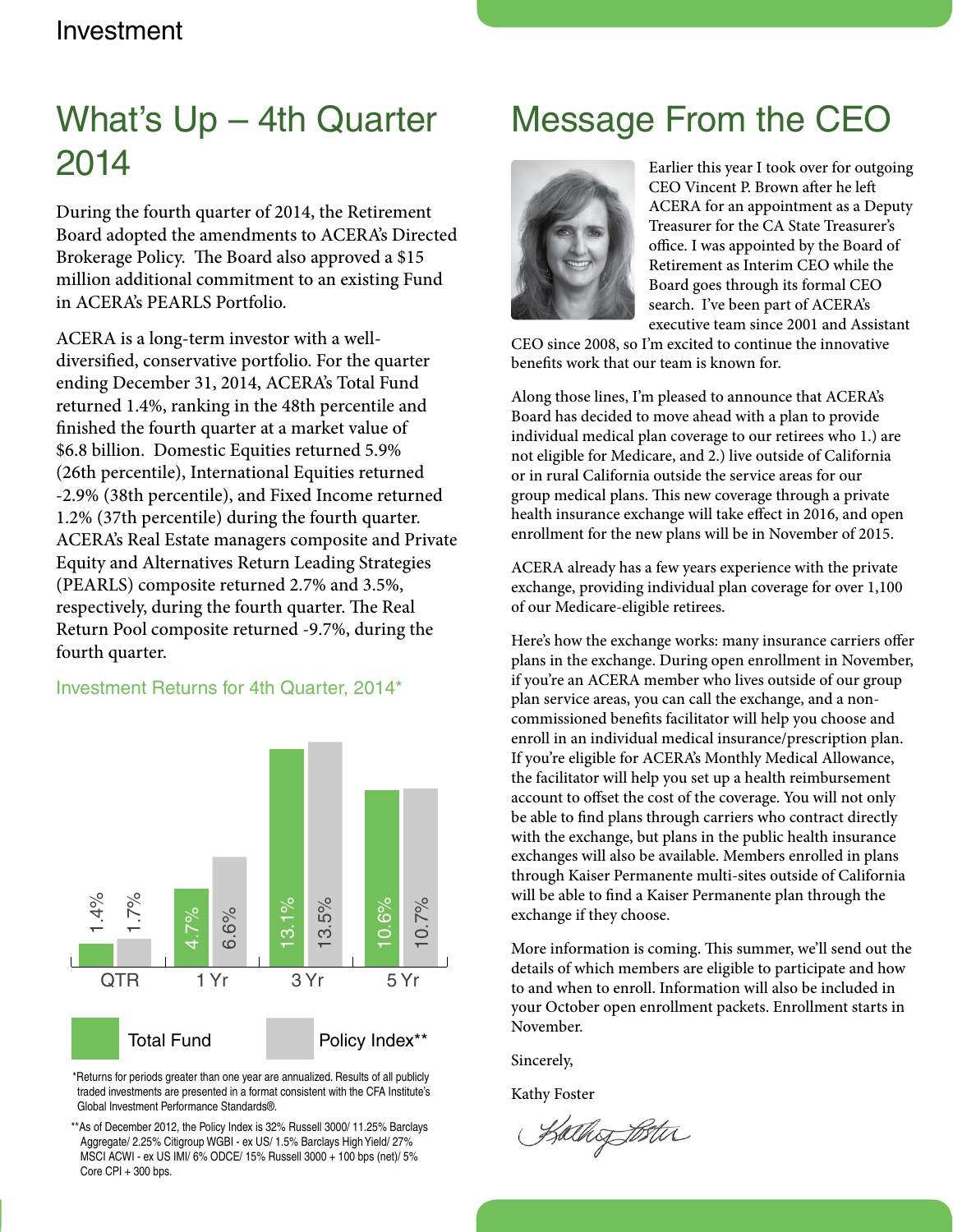Investment

## What's Up – 4th Quarter 2014

During the fourth quarter of 2014, the Retirement Board adopted the amendments to ACERA's Directed Brokerage Policy. The Board also approved a $15 million additional commitment to an existing Fund in ACERA's PEARLS Portfolio.

ACERA is a long-term investor with a well-diversified, conservative portfolio. For the quarter ending December 31, 2014, ACERA's Total Fund returned 1.4%, ranking in the 48th percentile and finished the fourth quarter at a market value of $6.8 billion. Domestic Equities returned 5.9% (26th percentile), International Equities returned -2.9% (38th percentile), and Fixed Income returned 1.2% (37th percentile) during the fourth quarter. ACERA's Real Estate managers composite and Private Equity and Alternatives Return Leading Strategies (PEARLS) composite returned 2.7% and 3.5%, respectively, during the fourth quarter. The Real Return Pool composite returned -9.7%, during the fourth quarter.

### Investment Returns for 4th Quarter, 2014*

| | QTR | 1 Yr | 3 Yr | 5 Yr |
|---|---|---|---|---|
| Total Fund | 1.4% | 4.7% | 13.1% | 10.6% |
| Policy Index** | 1.7% | 6.6% | 13.5% | 10.7% |

*Returns for periods greater than one year are annualized. Results of all publicly traded investments are presented in a format consistent with the CFA Institute's Global Investment Performance Standards®.

**As of December 2012, the Policy Index is 32% Russell 3000/ 11.25% Barclays Aggregate/ 2.25% Citigroup WGBI - ex US/ 1.5% Barclays High Yield/ 27% MSCI ACWI - ex US IMI/ 6% ODCE/ 15% Russell 3000 + 100 bps (net)/ 5% Core CPI + 300 bps.

## Message From the CEO

Earlier this year I took over for outgoing CEO Vincent P. Brown after he left ACERA for an appointment as a Deputy Treasurer for the CA State Treasurer's office. I was appointed by the Board of Retirement as Interim CEO while the Board goes through its formal CEO search. I've been part of ACERA's executive team since 2001 and Assistant CEO since 2008, so I'm excited to continue the innovative benefits work that our team is known for.

Along those lines, I'm pleased to announce that ACERA's Board has decided to move ahead with a plan to provide individual medical plan coverage to our retirees who 1.) are not eligible for Medicare, and 2.) live outside of California or in rural California outside the service areas for our group medical plans. This new coverage through a private health insurance exchange will take effect in 2016, and open enrollment for the new plans will be in November of 2015.

ACERA already has a few years experience with the private exchange, providing individual plan coverage for over 1,100 of our Medicare-eligible retirees.

Here's how the exchange works: many insurance carriers offer plans in the exchange. During open enrollment in November, if you're an ACERA member who lives outside of our group plan service areas, you can call the exchange, and a non-commissioned benefits facilitator will help you choose and enroll in an individual medical insurance/prescription plan. If you're eligible for ACERA's Monthly Medical Allowance, the facilitator will help you set up a health reimbursement account to offset the cost of the coverage. You will not only be able to find plans through carriers who contract directly with the exchange, but plans in the public health insurance exchanges will also be available. Members enrolled in plans through Kaiser Permanente multi-sites outside of California will be able to find a Kaiser Permanente plan through the exchange if they choose.

More information is coming. This summer, we'll send out the details of which members are eligible to participate and how to and when to enroll. Information will also be included in your October open enrollment packets. Enrollment starts in November.

Sincerely,

Kathy Foster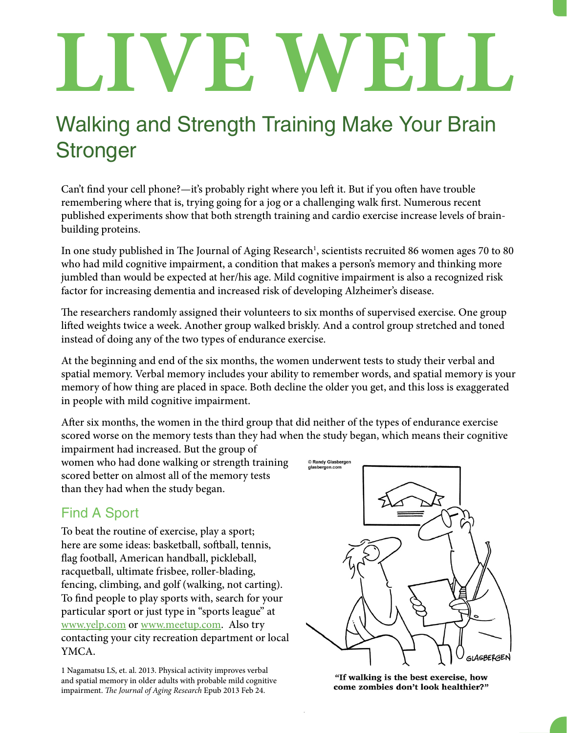# LIVE WELL

## Walking and Strength Training Make Your Brain Stronger

Can't find your cell phone?—it's probably right where you left it. But if you often have trouble remembering where that is, trying going for a jog or a challenging walk first. Numerous recent published experiments show that both strength training and cardio exercise increase levels of brain-building proteins.

In one study published in The Journal of Aging Research[1], scientists recruited 86 women ages 70 to 80 who had mild cognitive impairment, a condition that makes a person's memory and thinking more jumbled than would be expected at her/his age. Mild cognitive impairment is also a recognized risk factor for increasing dementia and increased risk of developing Alzheimer's disease.

The researchers randomly assigned their volunteers to six months of supervised exercise. One group lifted weights twice a week. Another group walked briskly. And a control group stretched and toned instead of doing any of the two types of endurance exercise.

At the beginning and end of the six months, the women underwent tests to study their verbal and spatial memory. Verbal memory includes your ability to remember words, and spatial memory is your memory of how thing are placed in space. Both decline the older you get, and this loss is exaggerated in people with mild cognitive impairment.

After six months, the women in the third group that did neither of the types of endurance exercise scored worse on the memory tests than they had when the study began, which means their cognitive impairment had increased. But the group of women who had done walking or strength training scored better on almost all of the memory tests than they had when the study began.

### Find A Sport

To beat the routine of exercise, play a sport; here are some ideas: basketball, softball, tennis, flag football, American handball, pickleball, racquetball, ultimate frisbee, roller-blading, fencing, climbing, and golf (walking, not carting). To find people to play sports with, search for your particular sport or just type in "sports league" at www.yelp.com or www.meetup.com. Also try contacting your city recreation department or local YMCA.

**"If walking is the best exercise, how come zombies don't look healthier?"**

1 Nagamatsu LS, et. al. 2013. Physical activity improves verbal and spatial memory in older adults with probable mild cognitive impairment. *The Journal of Aging Research* Epub 2013 Feb 24.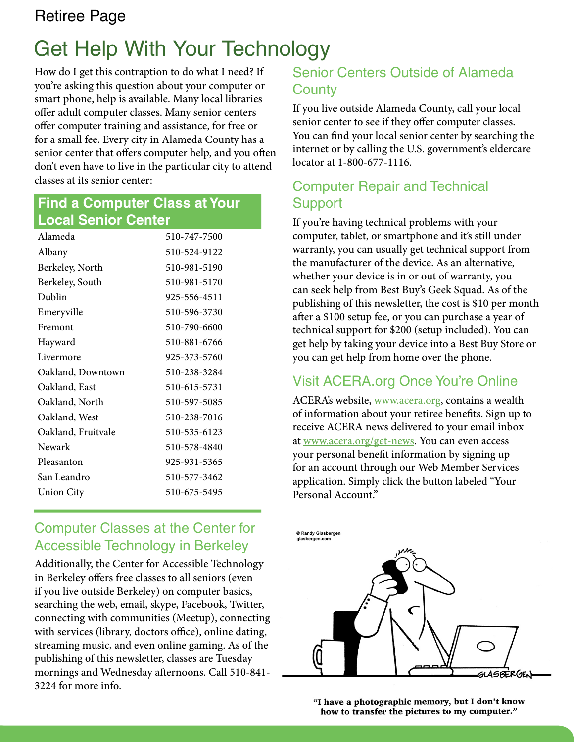# Get Help With Your Technology

How do I get this contraption to do what I need? If you're asking this question about your computer or smart phone, help is available. Many local libraries offer adult computer classes. Many senior centers offer computer training and assistance, for free or for a small fee. Every city in Alameda County has a senior center that offers computer help, and you often don't even have to live in the particular city to attend classes at its senior center:

## Find a Computer Class at Your Local Senior Center

| City | Phone |
|---|---|
| Alameda | 510-747-7500 |
| Albany | 510-524-9122 |
| Berkeley, North | 510-981-5190 |
| Berkeley, South | 510-981-5170 |
| Dublin | 925-556-4511 |
| Emeryville | 510-596-3730 |
| Fremont | 510-790-6600 |
| Hayward | 510-881-6766 |
| Livermore | 925-373-5760 |
| Oakland, Downtown | 510-238-3284 |
| Oakland, East | 510-615-5731 |
| Oakland, North | 510-597-5085 |
| Oakland, West | 510-238-7016 |
| Oakland, Fruitvale | 510-535-6123 |
| Newark | 510-578-4840 |
| Pleasanton | 925-931-5365 |
| San Leandro | 510-577-3462 |
| Union City | 510-675-5495 |

## Computer Classes at the Center for Accessible Technology in Berkeley

Additionally, the Center for Accessible Technology in Berkeley offers free classes to all seniors (even if you live outside Berkeley) on computer basics, searching the web, email, skype, Facebook, Twitter, connecting with communities (Meetup), connecting with services (library, doctors office), online dating, streaming music, and even online gaming. As of the publishing of this newsletter, classes are Tuesday mornings and Wednesday afternoons. Call 510-841-3224 for more info.

## Senior Centers Outside of Alameda County

If you live outside Alameda County, call your local senior center to see if they offer computer classes. You can find your local senior center by searching the internet or by calling the U.S. government's eldercare locator at 1-800-677-1116.

## Computer Repair and Technical Support

If you're having technical problems with your computer, tablet, or smartphone and it's still under warranty, you can usually get technical support from the manufacturer of the device. As an alternative, whether your device is in or out of warranty, you can seek help from Best Buy's Geek Squad. As of the publishing of this newsletter, the cost is $10 per month after a $100 setup fee, or you can purchase a year of technical support for $200 (setup included). You can get help by taking your device into a Best Buy Store or you can get help from home over the phone.

## Visit ACERA.org Once You're Online

ACERA's website, www.acera.org, contains a wealth of information about your retiree benefits. Sign up to receive ACERA news delivered to your email inbox at www.acera.org/get-news. You can even access your personal benefit information by signing up for an account through our Web Member Services application. Simply click the button labeled "Your Personal Account."

© Randy Glasbergen glasbergen.com

**"I have a photographic memory, but I don't know how to transfer the pictures to my computer."**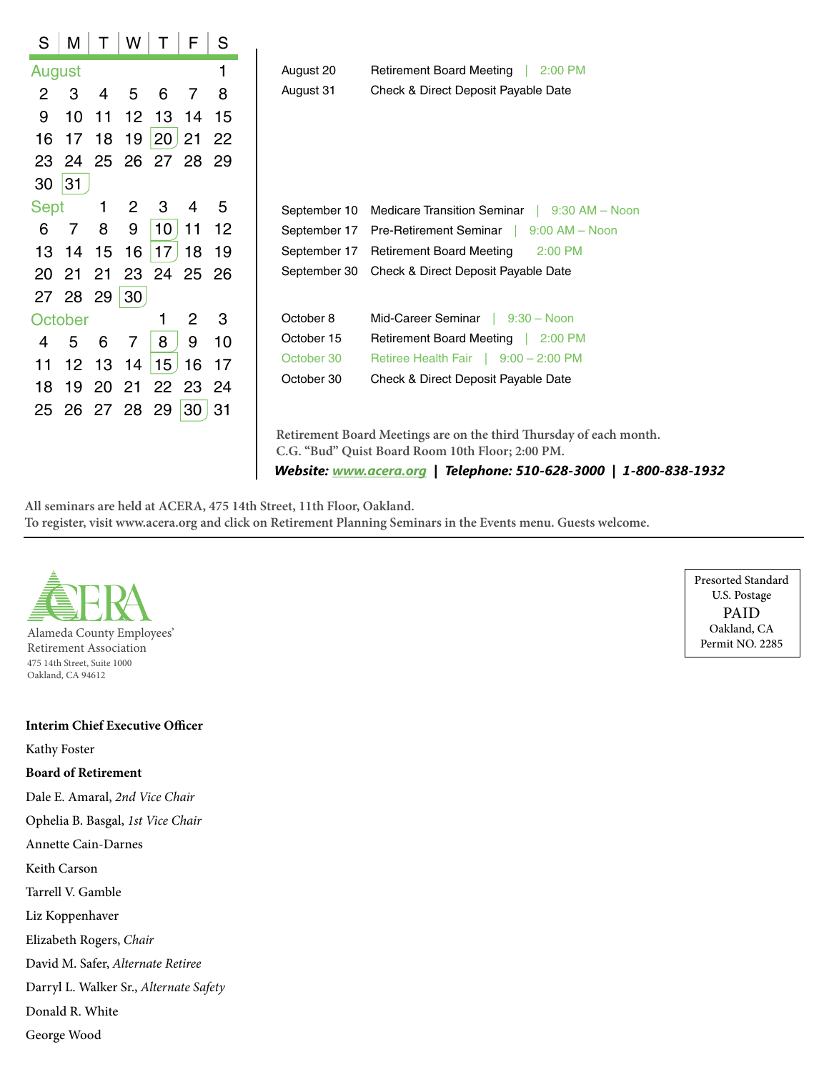| S | M | T | W | T | F | S |
|---|---|---|---|---|---|---|
| August | | | | | | 1 |
| 2 | 3 | 4 | 5 | 6 | 7 | 8 |
| 9 | 10 | 11 | 12 | 13 | 14 | 15 |
| 16 | 17 | 18 | 19 | 20 | 21 | 22 |
| 23 | 24 | 25 | 26 | 27 | 28 | 29 |
| 30 | 31 | | | | | |
| Sept | | 1 | 2 | 3 | 4 | 5 |
| 6 | 7 | 8 | 9 | 10 | 11 | 12 |
| 13 | 14 | 15 | 16 | 17 | 18 | 19 |
| 20 | 21 | 21 | 23 | 24 | 25 | 26 |
| 27 | 28 | 29 | 30 | | | |
| October | | | | 1 | 2 | 3 |
| 4 | 5 | 6 | 7 | 8 | 9 | 10 |
| 11 | 12 | 13 | 14 | 15 | 16 | 17 |
| 18 | 19 | 20 | 21 | 22 | 23 | 24 |
| 25 | 26 | 27 | 28 | 29 | 30 | 31 |

| | |
|---|---|
| August 20 | Retirement Board Meeting \| 2:00 PM |
| August 31 | Check & Direct Deposit Payable Date |
| September 10 | Medicare Transition Seminar \| 9:30 AM – Noon |
| September 17 | Pre-Retirement Seminar \| 9:00 AM – Noon |
| September 17 | Retirement Board Meeting 2:00 PM |
| September 30 | Check & Direct Deposit Payable Date |
| October 8 | Mid-Career Seminar \| 9:30 – Noon |
| October 15 | Retirement Board Meeting \| 2:00 PM |
| October 30 | Retiree Health Fair \| 9:00 – 2:00 PM |
| October 30 | Check & Direct Deposit Payable Date |

**Retirement Board Meetings are on the third Thursday of each month.**
**C.G. "Bud" Quist Board Room 10th Floor; 2:00 PM.**

***Website: www.acera.org | Telephone: 510-628-3000 | 1-800-838-1932***

**All seminars are held at ACERA, 475 14th Street, 11th Floor, Oakland.**
**To register, visit www.acera.org and click on Retirement Planning Seminars in the Events menu. Guests welcome.**

ACERA
Alameda County Employees' Retirement Association
475 14th Street, Suite 1000
Oakland, CA 94612

Presorted Standard
U.S. Postage
PAID
Oakland, CA
Permit NO. 2285

**Interim Chief Executive Officer**

Kathy Foster

**Board of Retirement**

Dale E. Amaral, *2nd Vice Chair*

Ophelia B. Basgal, *1st Vice Chair*

Annette Cain-Darnes

Keith Carson

Tarrell V. Gamble

Liz Koppenhaver

Elizabeth Rogers, *Chair*

David M. Safer, *Alternate Retiree*

Darryl L. Walker Sr., *Alternate Safety*

Donald R. White

George Wood